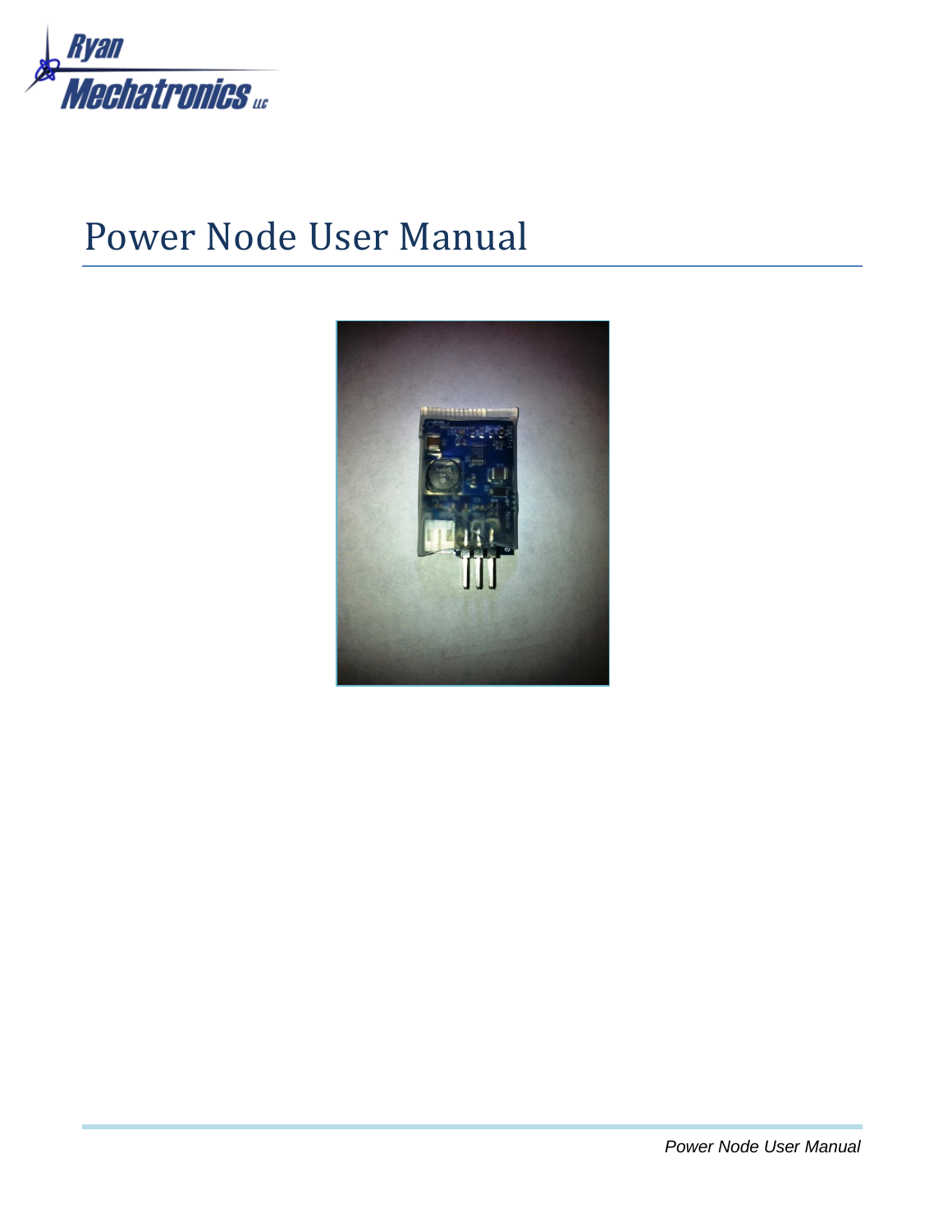# Power Node User Manual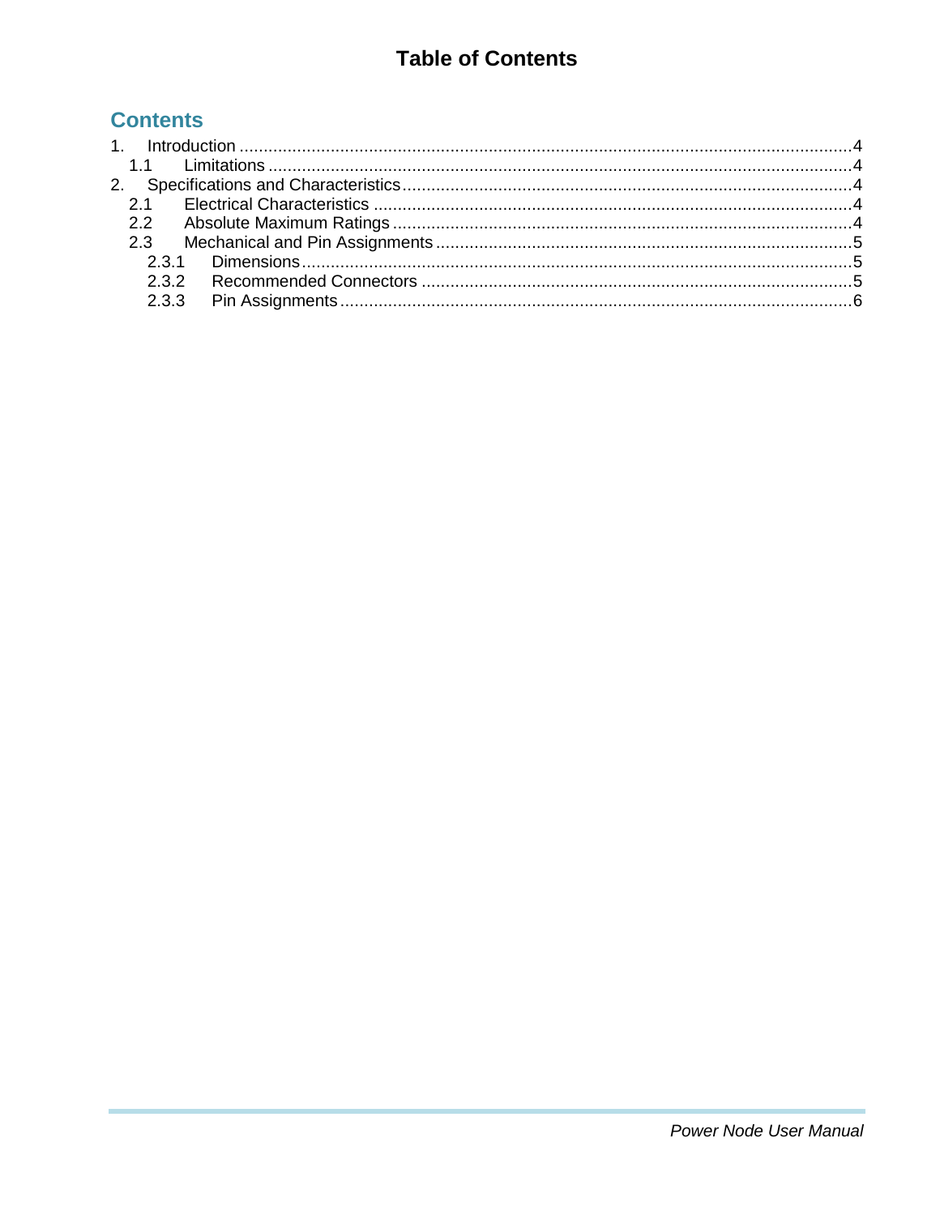# Table of Contents

## Contents

1. Introduction ... 4
   - 1.1 Limitations ... 4
2. Specifications and Characteristics ... 4
   - 2.1 Electrical Characteristics ... 4
   - 2.2 Absolute Maximum Ratings ... 4
   - 2.3 Mechanical and Pin Assignments ... 5
     - 2.3.1 Dimensions ... 5
     - 2.3.2 Recommended Connectors ... 5
     - 2.3.3 Pin Assignments ... 6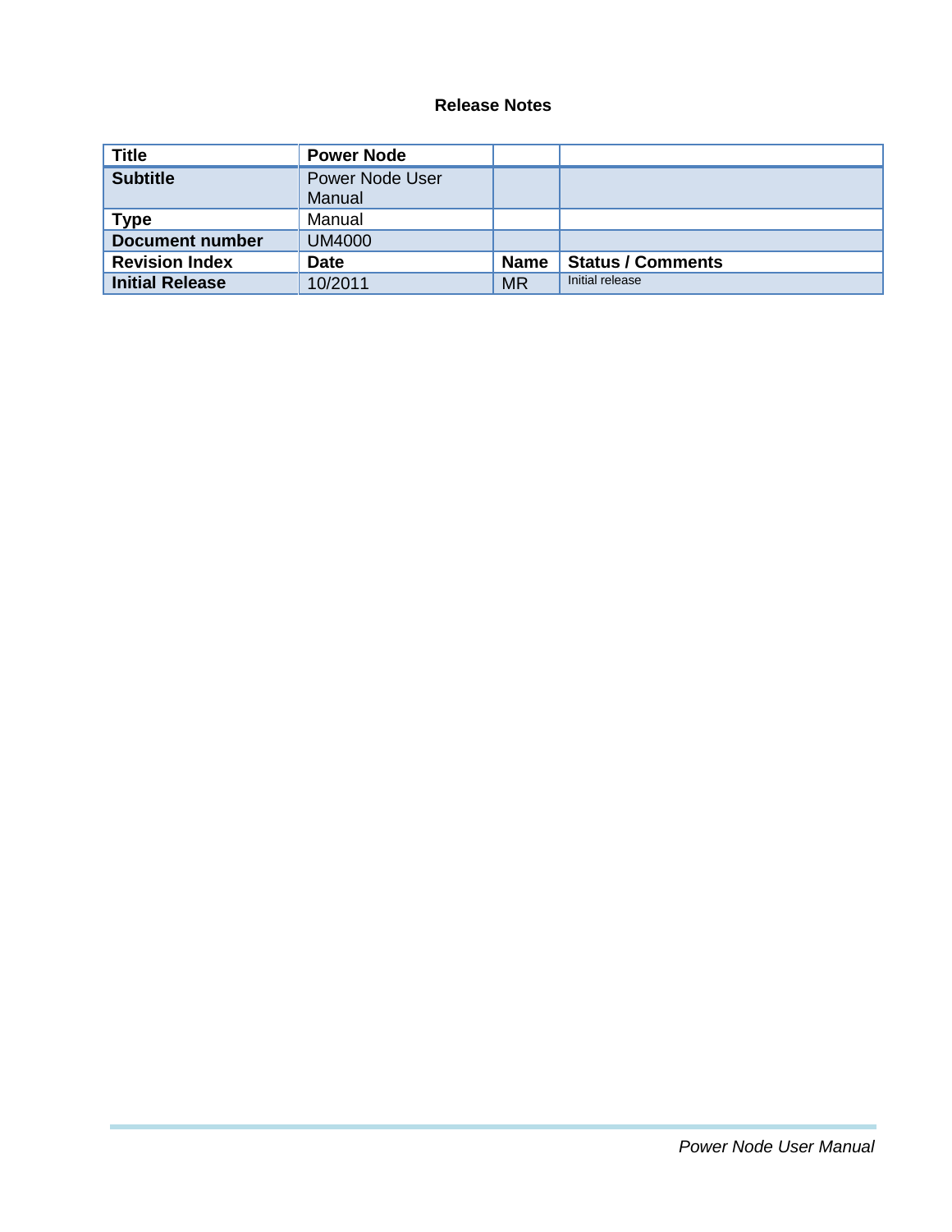### Release Notes

| Title | Power Node | | |
|---|---|---|---|
| **Subtitle** | Power Node User Manual | | |
| **Type** | Manual | | |
| **Document number** | UM4000 | | |
| **Revision Index** | **Date** | **Name** | **Status / Comments** |
| **Initial Release** | 10/2011 | MR | Initial release |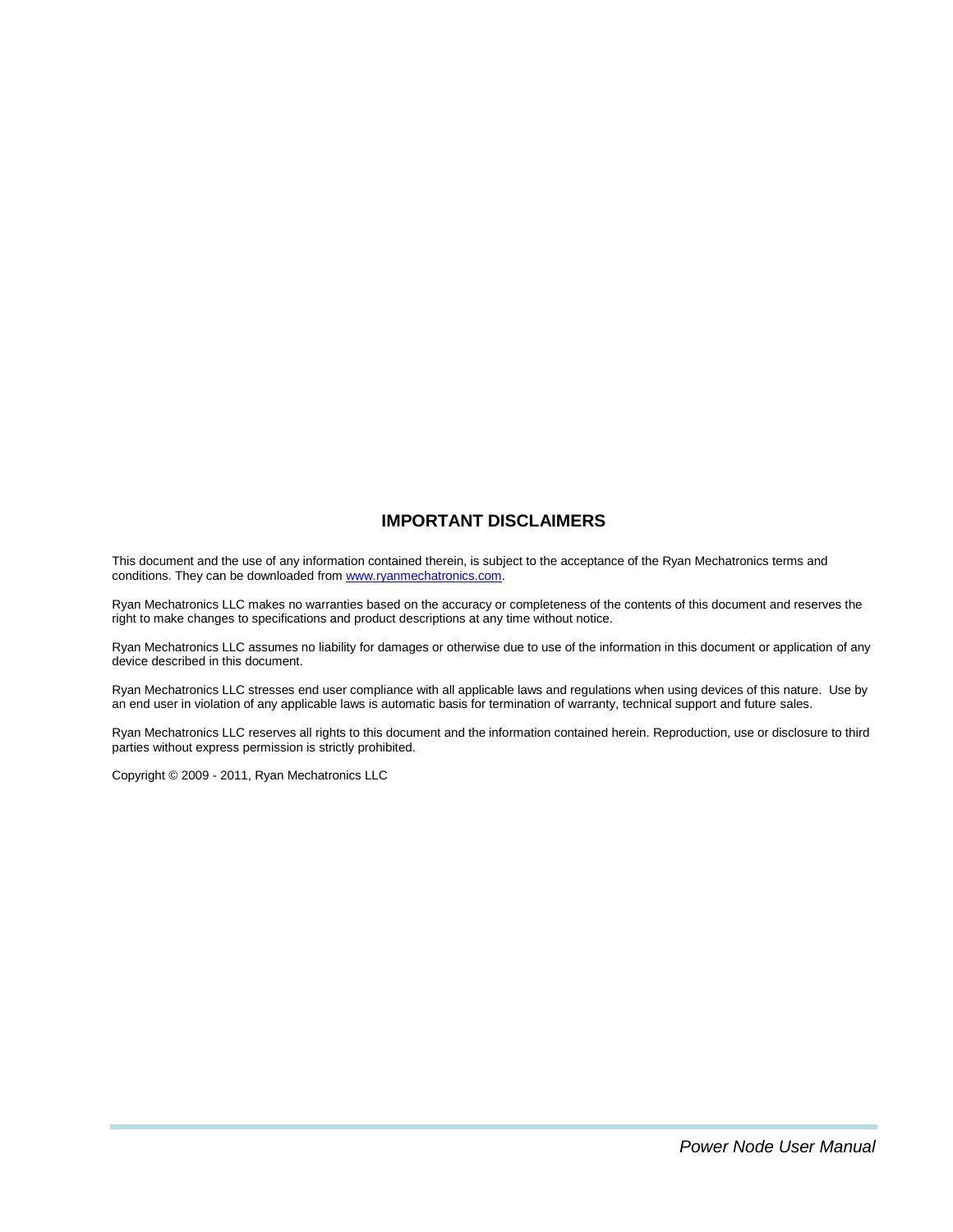## IMPORTANT DISCLAIMERS

This document and the use of any information contained therein, is subject to the acceptance of the Ryan Mechatronics terms and conditions. They can be downloaded from [www.ryanmechatronics.com](http://www.ryanmechatronics.com).

Ryan Mechatronics LLC makes no warranties based on the accuracy or completeness of the contents of this document and reserves the right to make changes to specifications and product descriptions at any time without notice.

Ryan Mechatronics LLC assumes no liability for damages or otherwise due to use of the information in this document or application of any device described in this document.

Ryan Mechatronics LLC stresses end user compliance with all applicable laws and regulations when using devices of this nature. Use by an end user in violation of any applicable laws is automatic basis for termination of warranty, technical support and future sales.

Ryan Mechatronics LLC reserves all rights to this document and the information contained herein. Reproduction, use or disclosure to third parties without express permission is strictly prohibited.

Copyright © 2009 - 2011, Ryan Mechatronics LLC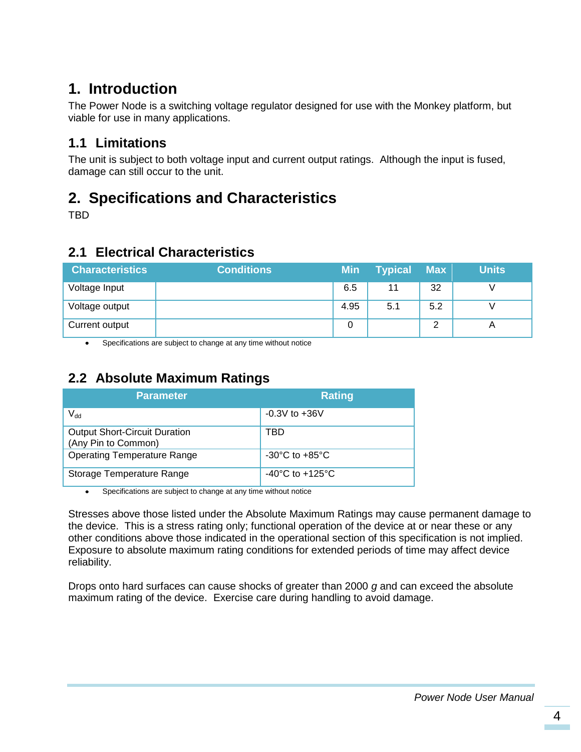# 1. Introduction

The Power Node is a switching voltage regulator designed for use with the Monkey platform, but viable for use in many applications.

## 1.1 Limitations

The unit is subject to both voltage input and current output ratings. Although the input is fused, damage can still occur to the unit.

# 2. Specifications and Characteristics

TBD

## 2.1 Electrical Characteristics

| Characteristics | Conditions | Min | Typical | Max | Units |
|---|---|---|---|---|---|
| Voltage Input | | 6.5 | 11 | 32 | V |
| Voltage output | | 4.95 | 5.1 | 5.2 | V |
| Current output | | 0 | | 2 | A |

- Specifications are subject to change at any time without notice

## 2.2 Absolute Maximum Ratings

| Parameter | Rating |
|---|---|
| $V_{dd}$ | -0.3V to +36V |
| Output Short-Circuit Duration (Any Pin to Common) | TBD |
| Operating Temperature Range | -30°C to +85°C |
| Storage Temperature Range | -40°C to +125°C |

- Specifications are subject to change at any time without notice

Stresses above those listed under the Absolute Maximum Ratings may cause permanent damage to the device. This is a stress rating only; functional operation of the device at or near these or any other conditions above those indicated in the operational section of this specification is not implied. Exposure to absolute maximum rating conditions for extended periods of time may affect device reliability.

Drops onto hard surfaces can cause shocks of greater than 2000 *g* and can exceed the absolute maximum rating of the device. Exercise care during handling to avoid damage.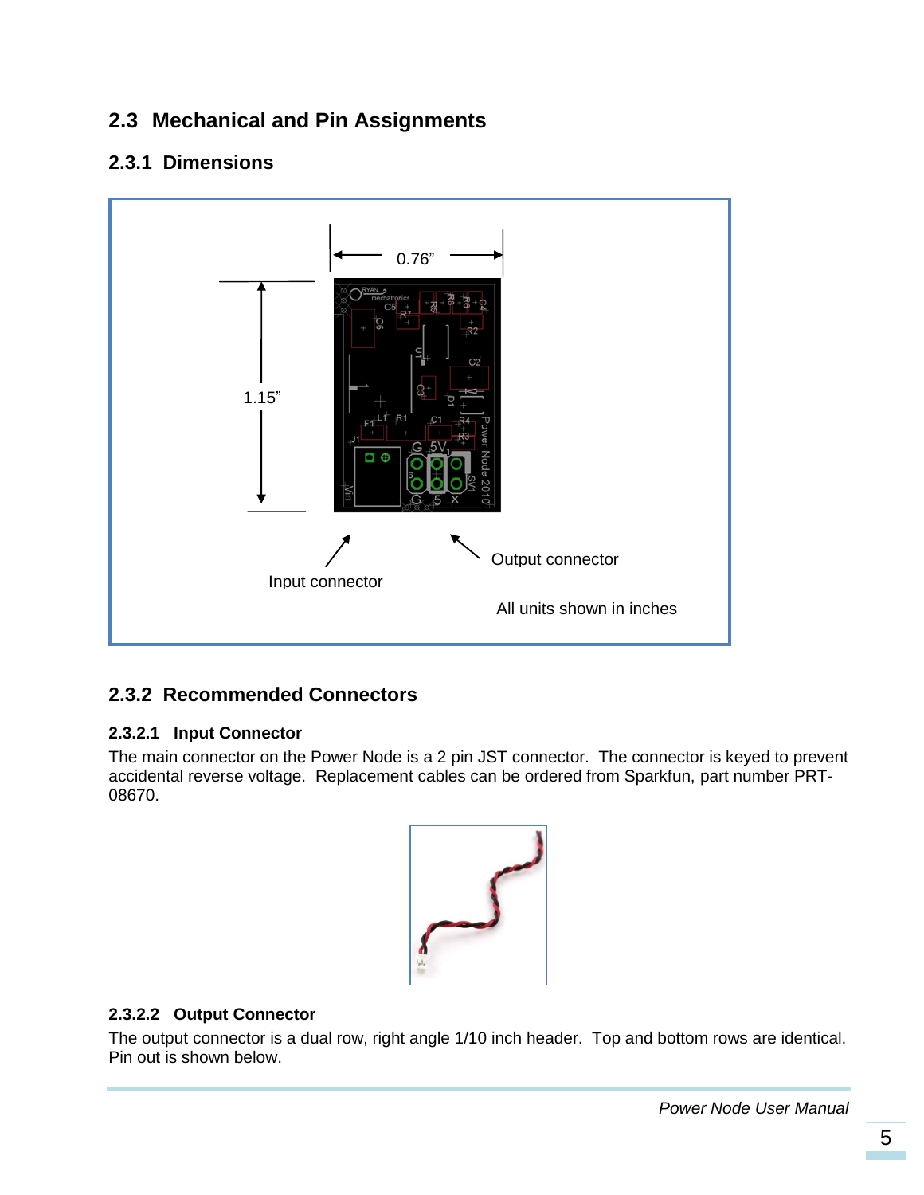## 2.3 Mechanical and Pin Assignments

### 2.3.1 Dimensions

0.76”

1.15”

Input connector

Output connector

All units shown in inches

### 2.3.2 Recommended Connectors

#### 2.3.2.1 Input Connector

The main connector on the Power Node is a 2 pin JST connector. The connector is keyed to prevent accidental reverse voltage. Replacement cables can be ordered from Sparkfun, part number PRT-08670.

#### 2.3.2.2 Output Connector

The output connector is a dual row, right angle 1/10 inch header. Top and bottom rows are identical. Pin out is shown below.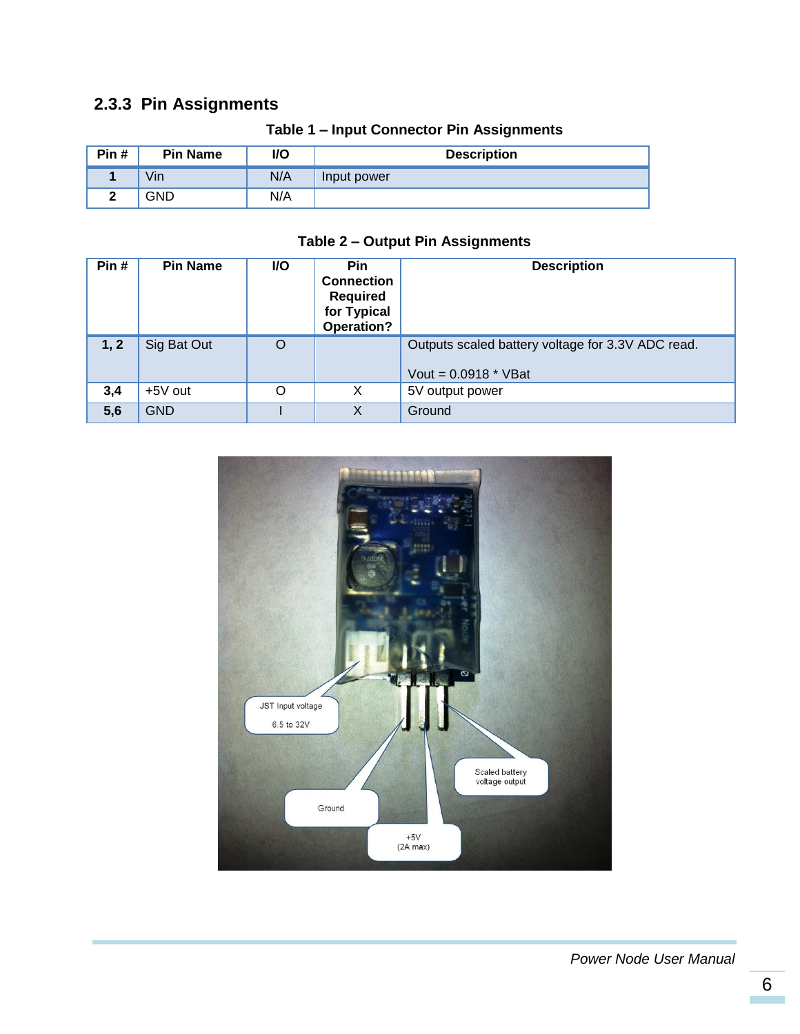### 2.3.3 Pin Assignments

**Table 1 – Input Connector Pin Assignments**

| Pin # | Pin Name | I/O | Description |
|---|---|---|---|
| 1 | Vin | N/A | Input power |
| 2 | GND | N/A | |

**Table 2 – Output Pin Assignments**

| Pin # | Pin Name | I/O | Pin Connection Required for Typical Operation? | Description |
|---|---|---|---|---|
| 1, 2 | Sig Bat Out | O | | Outputs scaled battery voltage for 3.3V ADC read.<br><br>Vout = 0.0918 * VBat |
| 3,4 | +5V out | O | X | 5V output power |
| 5,6 | GND | I | X | Ground |